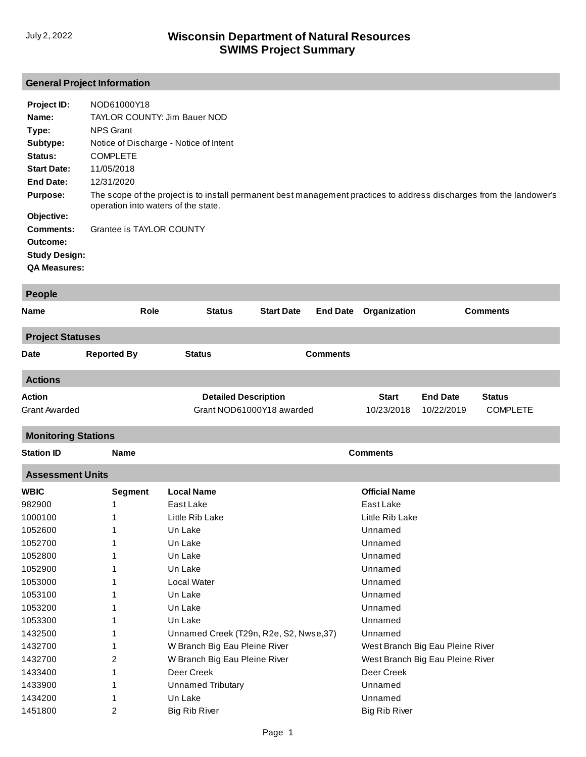July 2, 2022

# Wisconsin Department of Natural Resources
# SWIMS Project Summary

## General Project Information

| | |
|---|---|
| **Project ID:** | NOD61000Y18 |
| **Name:** | TAYLOR COUNTY: Jim Bauer NOD |
| **Type:** | NPS Grant |
| **Subtype:** | Notice of Discharge - Notice of Intent |
| **Status:** | COMPLETE |
| **Start Date:** | 11/05/2018 |
| **End Date:** | 12/31/2020 |
| **Purpose:** | The scope of the project is to install permanent best management practices to address discharges from the landower's operation into waters of the state. |
| **Objective:** | |
| **Comments:** | Grantee is TAYLOR COUNTY |
| **Outcome:** | |
| **Study Design:** | |
| **QA Measures:** | |

## People

| Name | Role | Status | Start Date | End Date | Organization | Comments |
|---|---|---|---|---|---|---|

## Project Statuses

| Date | Reported By | Status | Comments |
|---|---|---|---|

## Actions

| Action | Detailed Description | Start | End Date | Status |
|---|---|---|---|---|
| Grant Awarded | Grant NOD61000Y18 awarded | 10/23/2018 | 10/22/2019 | COMPLETE |

## Monitoring Stations

| Station ID | Name | Comments |
|---|---|---|

## Assessment Units

| WBIC | Segment | Local Name | Official Name |
|---|---|---|---|
| 982900 | 1 | East Lake | East Lake |
| 1000100 | 1 | Little Rib Lake | Little Rib Lake |
| 1052600 | 1 | Un Lake | Unnamed |
| 1052700 | 1 | Un Lake | Unnamed |
| 1052800 | 1 | Un Lake | Unnamed |
| 1052900 | 1 | Un Lake | Unnamed |
| 1053000 | 1 | Local Water | Unnamed |
| 1053100 | 1 | Un Lake | Unnamed |
| 1053200 | 1 | Un Lake | Unnamed |
| 1053300 | 1 | Un Lake | Unnamed |
| 1432500 | 1 | Unnamed Creek (T29n, R2e, S2, Nwse,37) | Unnamed |
| 1432700 | 1 | W Branch Big Eau Pleine River | West Branch Big Eau Pleine River |
| 1432700 | 2 | W Branch Big Eau Pleine River | West Branch Big Eau Pleine River |
| 1433400 | 1 | Deer Creek | Deer Creek |
| 1433900 | 1 | Unnamed Tributary | Unnamed |
| 1434200 | 1 | Un Lake | Unnamed |
| 1451800 | 2 | Big Rib River | Big Rib River |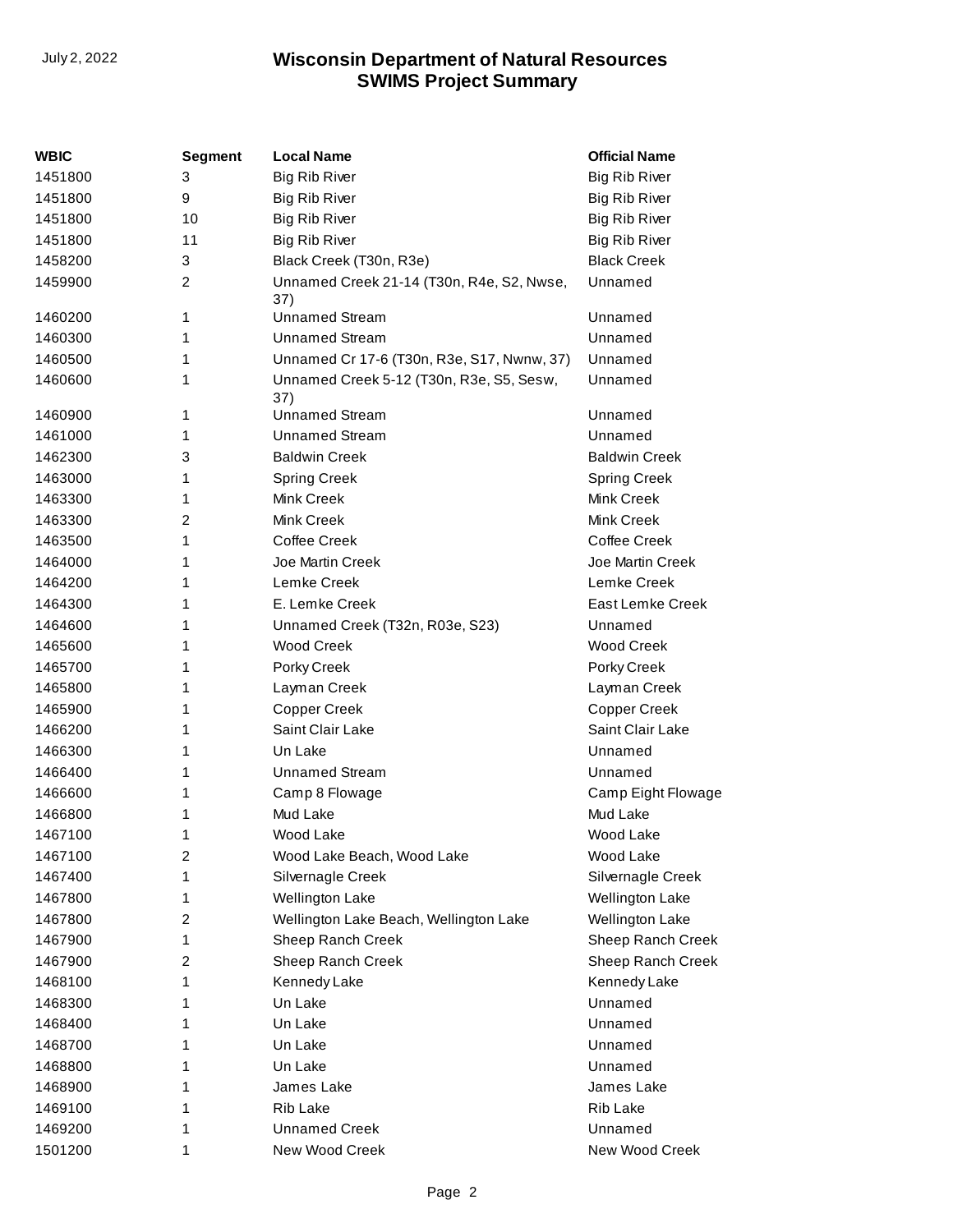| WBIC | Segment | Local Name | Official Name |
|---|---|---|---|
| 1451800 | 3 | Big Rib River | Big Rib River |
| 1451800 | 9 | Big Rib River | Big Rib River |
| 1451800 | 10 | Big Rib River | Big Rib River |
| 1451800 | 11 | Big Rib River | Big Rib River |
| 1458200 | 3 | Black Creek (T30n, R3e) | Black Creek |
| 1459900 | 2 | Unnamed Creek 21-14 (T30n, R4e, S2, Nwse, 37) | Unnamed |
| 1460200 | 1 | Unnamed Stream | Unnamed |
| 1460300 | 1 | Unnamed Stream | Unnamed |
| 1460500 | 1 | Unnamed Cr 17-6 (T30n, R3e, S17, Nwnw, 37) | Unnamed |
| 1460600 | 1 | Unnamed Creek 5-12 (T30n, R3e, S5, Sesw, 37) | Unnamed |
| 1460900 | 1 | Unnamed Stream | Unnamed |
| 1461000 | 1 | Unnamed Stream | Unnamed |
| 1462300 | 3 | Baldwin Creek | Baldwin Creek |
| 1463000 | 1 | Spring Creek | Spring Creek |
| 1463300 | 1 | Mink Creek | Mink Creek |
| 1463300 | 2 | Mink Creek | Mink Creek |
| 1463500 | 1 | Coffee Creek | Coffee Creek |
| 1464000 | 1 | Joe Martin Creek | Joe Martin Creek |
| 1464200 | 1 | Lemke Creek | Lemke Creek |
| 1464300 | 1 | E. Lemke Creek | East Lemke Creek |
| 1464600 | 1 | Unnamed Creek (T32n, R03e, S23) | Unnamed |
| 1465600 | 1 | Wood Creek | Wood Creek |
| 1465700 | 1 | Porky Creek | Porky Creek |
| 1465800 | 1 | Layman Creek | Layman Creek |
| 1465900 | 1 | Copper Creek | Copper Creek |
| 1466200 | 1 | Saint Clair Lake | Saint Clair Lake |
| 1466300 | 1 | Un Lake | Unnamed |
| 1466400 | 1 | Unnamed Stream | Unnamed |
| 1466600 | 1 | Camp 8 Flowage | Camp Eight Flowage |
| 1466800 | 1 | Mud Lake | Mud Lake |
| 1467100 | 1 | Wood Lake | Wood Lake |
| 1467100 | 2 | Wood Lake Beach, Wood Lake | Wood Lake |
| 1467400 | 1 | Silvernagle Creek | Silvernagle Creek |
| 1467800 | 1 | Wellington Lake | Wellington Lake |
| 1467800 | 2 | Wellington Lake Beach, Wellington Lake | Wellington Lake |
| 1467900 | 1 | Sheep Ranch Creek | Sheep Ranch Creek |
| 1467900 | 2 | Sheep Ranch Creek | Sheep Ranch Creek |
| 1468100 | 1 | Kennedy Lake | Kennedy Lake |
| 1468300 | 1 | Un Lake | Unnamed |
| 1468400 | 1 | Un Lake | Unnamed |
| 1468700 | 1 | Un Lake | Unnamed |
| 1468800 | 1 | Un Lake | Unnamed |
| 1468900 | 1 | James Lake | James Lake |
| 1469100 | 1 | Rib Lake | Rib Lake |
| 1469200 | 1 | Unnamed Creek | Unnamed |
| 1501200 | 1 | New Wood Creek | New Wood Creek |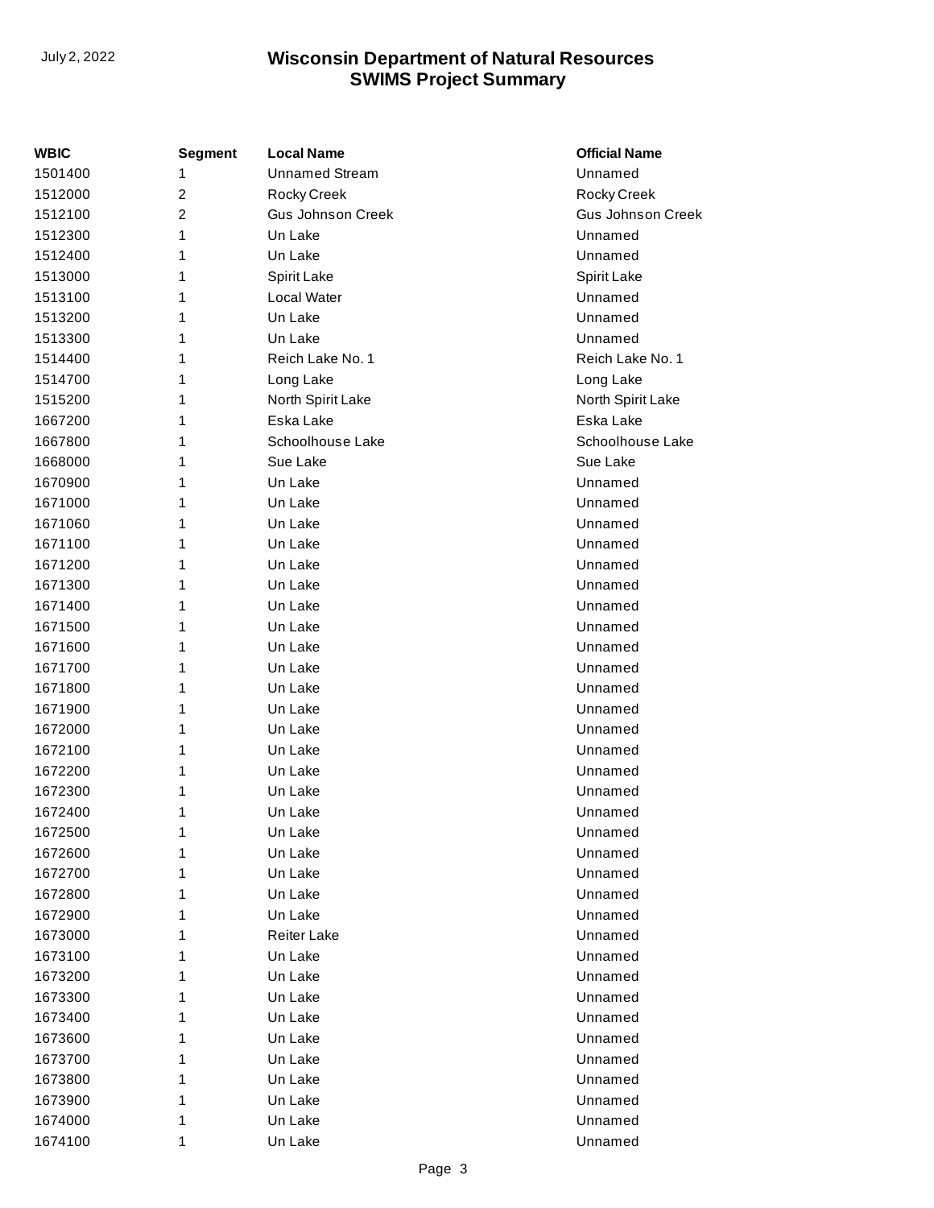| WBIC | Segment | Local Name | Official Name |
|---|---|---|---|
| 1501400 | 1 | Unnamed Stream | Unnamed |
| 1512000 | 2 | Rocky Creek | Rocky Creek |
| 1512100 | 2 | Gus Johnson Creek | Gus Johnson Creek |
| 1512300 | 1 | Un Lake | Unnamed |
| 1512400 | 1 | Un Lake | Unnamed |
| 1513000 | 1 | Spirit Lake | Spirit Lake |
| 1513100 | 1 | Local Water | Unnamed |
| 1513200 | 1 | Un Lake | Unnamed |
| 1513300 | 1 | Un Lake | Unnamed |
| 1514400 | 1 | Reich Lake No. 1 | Reich Lake No. 1 |
| 1514700 | 1 | Long Lake | Long Lake |
| 1515200 | 1 | North Spirit Lake | North Spirit Lake |
| 1667200 | 1 | Eska Lake | Eska Lake |
| 1667800 | 1 | Schoolhouse Lake | Schoolhouse Lake |
| 1668000 | 1 | Sue Lake | Sue Lake |
| 1670900 | 1 | Un Lake | Unnamed |
| 1671000 | 1 | Un Lake | Unnamed |
| 1671060 | 1 | Un Lake | Unnamed |
| 1671100 | 1 | Un Lake | Unnamed |
| 1671200 | 1 | Un Lake | Unnamed |
| 1671300 | 1 | Un Lake | Unnamed |
| 1671400 | 1 | Un Lake | Unnamed |
| 1671500 | 1 | Un Lake | Unnamed |
| 1671600 | 1 | Un Lake | Unnamed |
| 1671700 | 1 | Un Lake | Unnamed |
| 1671800 | 1 | Un Lake | Unnamed |
| 1671900 | 1 | Un Lake | Unnamed |
| 1672000 | 1 | Un Lake | Unnamed |
| 1672100 | 1 | Un Lake | Unnamed |
| 1672200 | 1 | Un Lake | Unnamed |
| 1672300 | 1 | Un Lake | Unnamed |
| 1672400 | 1 | Un Lake | Unnamed |
| 1672500 | 1 | Un Lake | Unnamed |
| 1672600 | 1 | Un Lake | Unnamed |
| 1672700 | 1 | Un Lake | Unnamed |
| 1672800 | 1 | Un Lake | Unnamed |
| 1672900 | 1 | Un Lake | Unnamed |
| 1673000 | 1 | Reiter Lake | Unnamed |
| 1673100 | 1 | Un Lake | Unnamed |
| 1673200 | 1 | Un Lake | Unnamed |
| 1673300 | 1 | Un Lake | Unnamed |
| 1673400 | 1 | Un Lake | Unnamed |
| 1673600 | 1 | Un Lake | Unnamed |
| 1673700 | 1 | Un Lake | Unnamed |
| 1673800 | 1 | Un Lake | Unnamed |
| 1673900 | 1 | Un Lake | Unnamed |
| 1674000 | 1 | Un Lake | Unnamed |
| 1674100 | 1 | Un Lake | Unnamed |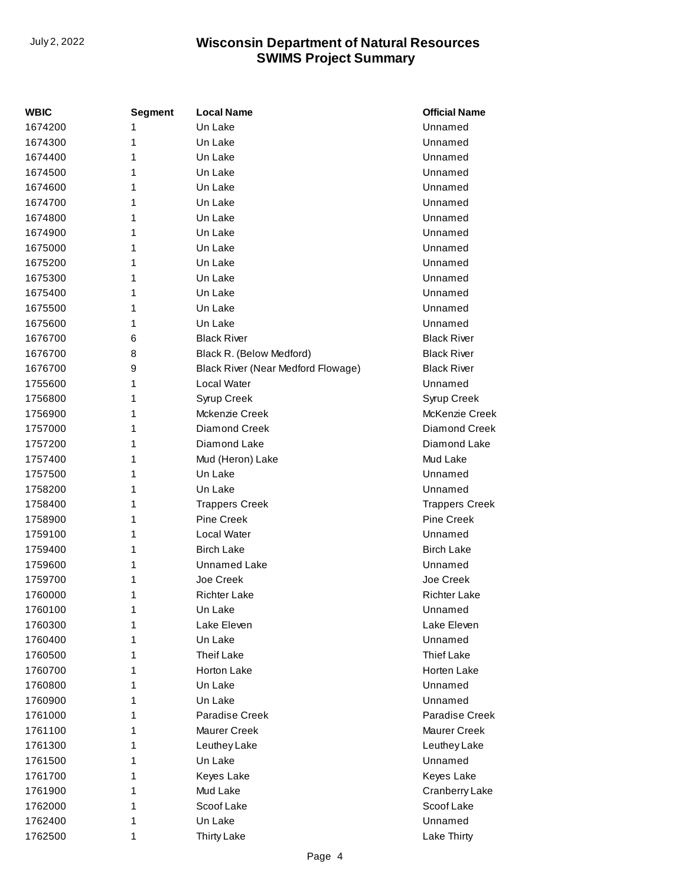| WBIC | Segment | Local Name | Official Name |
|---|---|---|---|
| 1674200 | 1 | Un Lake | Unnamed |
| 1674300 | 1 | Un Lake | Unnamed |
| 1674400 | 1 | Un Lake | Unnamed |
| 1674500 | 1 | Un Lake | Unnamed |
| 1674600 | 1 | Un Lake | Unnamed |
| 1674700 | 1 | Un Lake | Unnamed |
| 1674800 | 1 | Un Lake | Unnamed |
| 1674900 | 1 | Un Lake | Unnamed |
| 1675000 | 1 | Un Lake | Unnamed |
| 1675200 | 1 | Un Lake | Unnamed |
| 1675300 | 1 | Un Lake | Unnamed |
| 1675400 | 1 | Un Lake | Unnamed |
| 1675500 | 1 | Un Lake | Unnamed |
| 1675600 | 1 | Un Lake | Unnamed |
| 1676700 | 6 | Black River | Black River |
| 1676700 | 8 | Black R. (Below Medford) | Black River |
| 1676700 | 9 | Black River (Near Medford Flowage) | Black River |
| 1755600 | 1 | Local Water | Unnamed |
| 1756800 | 1 | Syrup Creek | Syrup Creek |
| 1756900 | 1 | Mckenzie Creek | McKenzie Creek |
| 1757000 | 1 | Diamond Creek | Diamond Creek |
| 1757200 | 1 | Diamond Lake | Diamond Lake |
| 1757400 | 1 | Mud (Heron) Lake | Mud Lake |
| 1757500 | 1 | Un Lake | Unnamed |
| 1758200 | 1 | Un Lake | Unnamed |
| 1758400 | 1 | Trappers Creek | Trappers Creek |
| 1758900 | 1 | Pine Creek | Pine Creek |
| 1759100 | 1 | Local Water | Unnamed |
| 1759400 | 1 | Birch Lake | Birch Lake |
| 1759600 | 1 | Unnamed Lake | Unnamed |
| 1759700 | 1 | Joe Creek | Joe Creek |
| 1760000 | 1 | Richter Lake | Richter Lake |
| 1760100 | 1 | Un Lake | Unnamed |
| 1760300 | 1 | Lake Eleven | Lake Eleven |
| 1760400 | 1 | Un Lake | Unnamed |
| 1760500 | 1 | Theif Lake | Thief Lake |
| 1760700 | 1 | Horton Lake | Horten Lake |
| 1760800 | 1 | Un Lake | Unnamed |
| 1760900 | 1 | Un Lake | Unnamed |
| 1761000 | 1 | Paradise Creek | Paradise Creek |
| 1761100 | 1 | Maurer Creek | Maurer Creek |
| 1761300 | 1 | Leuthey Lake | Leuthey Lake |
| 1761500 | 1 | Un Lake | Unnamed |
| 1761700 | 1 | Keyes Lake | Keyes Lake |
| 1761900 | 1 | Mud Lake | Cranberry Lake |
| 1762000 | 1 | Scoof Lake | Scoof Lake |
| 1762400 | 1 | Un Lake | Unnamed |
| 1762500 | 1 | Thirty Lake | Lake Thirty |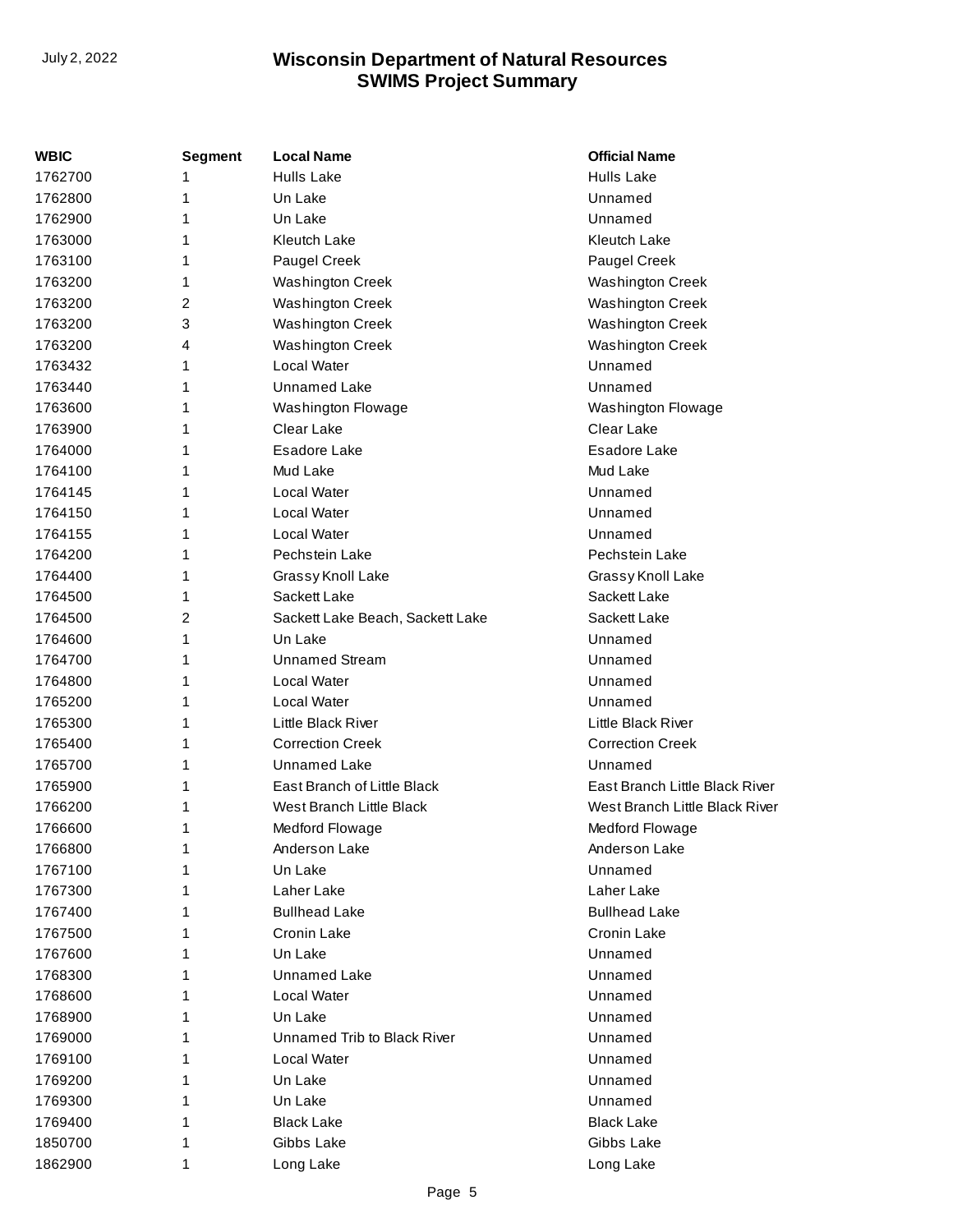| WBIC | Segment | Local Name | Official Name |
|---|---|---|---|
| 1762700 | 1 | Hulls Lake | Hulls Lake |
| 1762800 | 1 | Un Lake | Unnamed |
| 1762900 | 1 | Un Lake | Unnamed |
| 1763000 | 1 | Kleutch Lake | Kleutch Lake |
| 1763100 | 1 | Paugel Creek | Paugel Creek |
| 1763200 | 1 | Washington Creek | Washington Creek |
| 1763200 | 2 | Washington Creek | Washington Creek |
| 1763200 | 3 | Washington Creek | Washington Creek |
| 1763200 | 4 | Washington Creek | Washington Creek |
| 1763432 | 1 | Local Water | Unnamed |
| 1763440 | 1 | Unnamed Lake | Unnamed |
| 1763600 | 1 | Washington Flowage | Washington Flowage |
| 1763900 | 1 | Clear Lake | Clear Lake |
| 1764000 | 1 | Esadore Lake | Esadore Lake |
| 1764100 | 1 | Mud Lake | Mud Lake |
| 1764145 | 1 | Local Water | Unnamed |
| 1764150 | 1 | Local Water | Unnamed |
| 1764155 | 1 | Local Water | Unnamed |
| 1764200 | 1 | Pechstein Lake | Pechstein Lake |
| 1764400 | 1 | Grassy Knoll Lake | Grassy Knoll Lake |
| 1764500 | 1 | Sackett Lake | Sackett Lake |
| 1764500 | 2 | Sackett Lake Beach, Sackett Lake | Sackett Lake |
| 1764600 | 1 | Un Lake | Unnamed |
| 1764700 | 1 | Unnamed Stream | Unnamed |
| 1764800 | 1 | Local Water | Unnamed |
| 1765200 | 1 | Local Water | Unnamed |
| 1765300 | 1 | Little Black River | Little Black River |
| 1765400 | 1 | Correction Creek | Correction Creek |
| 1765700 | 1 | Unnamed Lake | Unnamed |
| 1765900 | 1 | East Branch of Little Black | East Branch Little Black River |
| 1766200 | 1 | West Branch Little Black | West Branch Little Black River |
| 1766600 | 1 | Medford Flowage | Medford Flowage |
| 1766800 | 1 | Anderson Lake | Anderson Lake |
| 1767100 | 1 | Un Lake | Unnamed |
| 1767300 | 1 | Laher Lake | Laher Lake |
| 1767400 | 1 | Bullhead Lake | Bullhead Lake |
| 1767500 | 1 | Cronin Lake | Cronin Lake |
| 1767600 | 1 | Un Lake | Unnamed |
| 1768300 | 1 | Unnamed Lake | Unnamed |
| 1768600 | 1 | Local Water | Unnamed |
| 1768900 | 1 | Un Lake | Unnamed |
| 1769000 | 1 | Unnamed Trib to Black River | Unnamed |
| 1769100 | 1 | Local Water | Unnamed |
| 1769200 | 1 | Un Lake | Unnamed |
| 1769300 | 1 | Un Lake | Unnamed |
| 1769400 | 1 | Black Lake | Black Lake |
| 1850700 | 1 | Gibbs Lake | Gibbs Lake |
| 1862900 | 1 | Long Lake | Long Lake |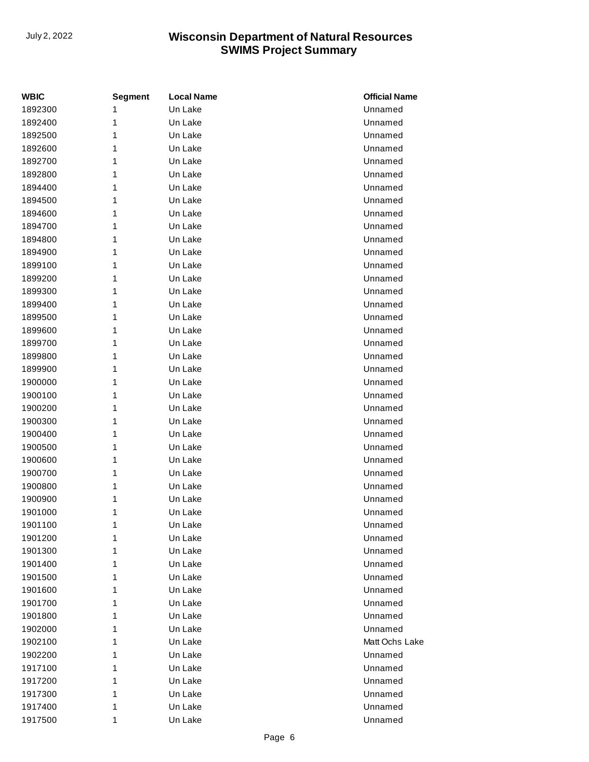| WBIC | Segment | Local Name | Official Name |
|---|---|---|---|
| 1892300 | 1 | Un Lake | Unnamed |
| 1892400 | 1 | Un Lake | Unnamed |
| 1892500 | 1 | Un Lake | Unnamed |
| 1892600 | 1 | Un Lake | Unnamed |
| 1892700 | 1 | Un Lake | Unnamed |
| 1892800 | 1 | Un Lake | Unnamed |
| 1894400 | 1 | Un Lake | Unnamed |
| 1894500 | 1 | Un Lake | Unnamed |
| 1894600 | 1 | Un Lake | Unnamed |
| 1894700 | 1 | Un Lake | Unnamed |
| 1894800 | 1 | Un Lake | Unnamed |
| 1894900 | 1 | Un Lake | Unnamed |
| 1899100 | 1 | Un Lake | Unnamed |
| 1899200 | 1 | Un Lake | Unnamed |
| 1899300 | 1 | Un Lake | Unnamed |
| 1899400 | 1 | Un Lake | Unnamed |
| 1899500 | 1 | Un Lake | Unnamed |
| 1899600 | 1 | Un Lake | Unnamed |
| 1899700 | 1 | Un Lake | Unnamed |
| 1899800 | 1 | Un Lake | Unnamed |
| 1899900 | 1 | Un Lake | Unnamed |
| 1900000 | 1 | Un Lake | Unnamed |
| 1900100 | 1 | Un Lake | Unnamed |
| 1900200 | 1 | Un Lake | Unnamed |
| 1900300 | 1 | Un Lake | Unnamed |
| 1900400 | 1 | Un Lake | Unnamed |
| 1900500 | 1 | Un Lake | Unnamed |
| 1900600 | 1 | Un Lake | Unnamed |
| 1900700 | 1 | Un Lake | Unnamed |
| 1900800 | 1 | Un Lake | Unnamed |
| 1900900 | 1 | Un Lake | Unnamed |
| 1901000 | 1 | Un Lake | Unnamed |
| 1901100 | 1 | Un Lake | Unnamed |
| 1901200 | 1 | Un Lake | Unnamed |
| 1901300 | 1 | Un Lake | Unnamed |
| 1901400 | 1 | Un Lake | Unnamed |
| 1901500 | 1 | Un Lake | Unnamed |
| 1901600 | 1 | Un Lake | Unnamed |
| 1901700 | 1 | Un Lake | Unnamed |
| 1901800 | 1 | Un Lake | Unnamed |
| 1902000 | 1 | Un Lake | Unnamed |
| 1902100 | 1 | Un Lake | Matt Ochs Lake |
| 1902200 | 1 | Un Lake | Unnamed |
| 1917100 | 1 | Un Lake | Unnamed |
| 1917200 | 1 | Un Lake | Unnamed |
| 1917300 | 1 | Un Lake | Unnamed |
| 1917400 | 1 | Un Lake | Unnamed |
| 1917500 | 1 | Un Lake | Unnamed |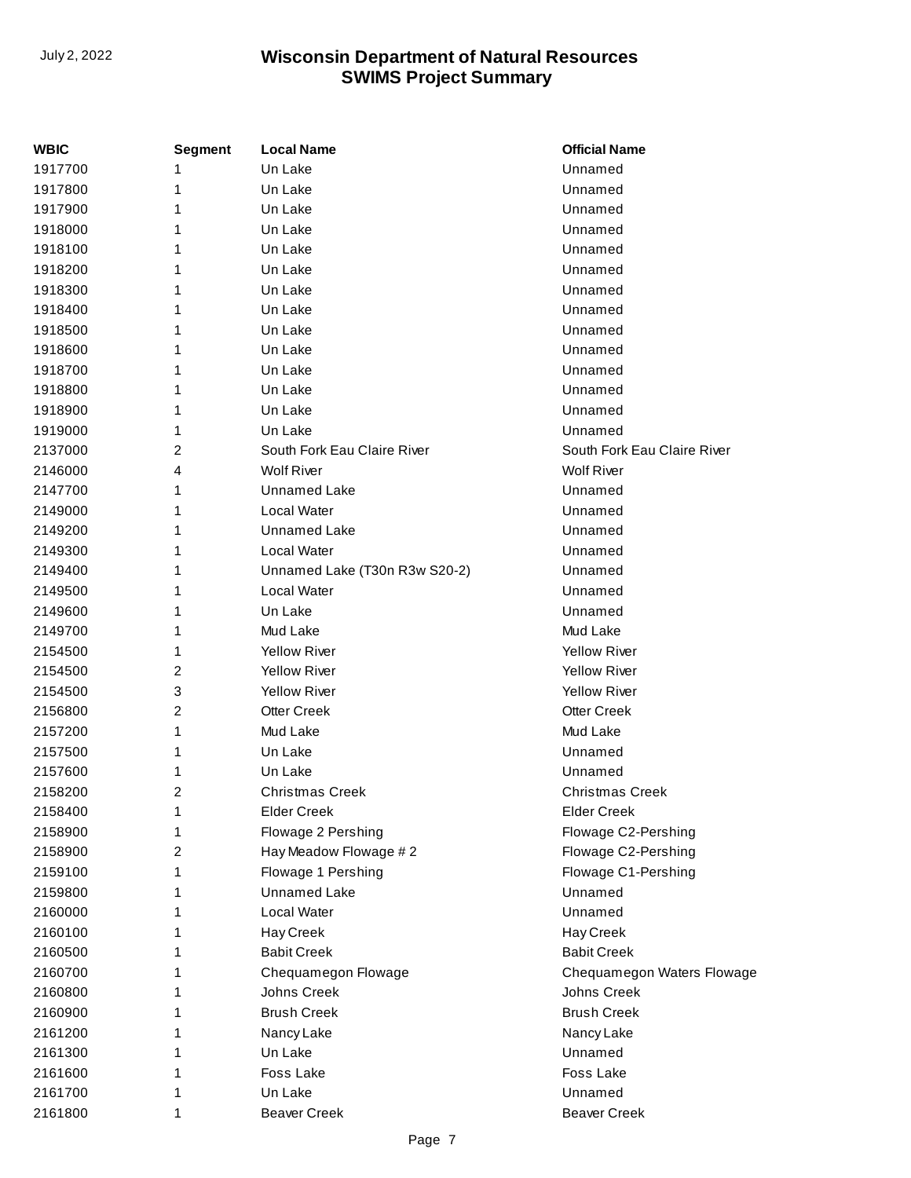| WBIC | Segment | Local Name | Official Name |
|---|---|---|---|
| 1917700 | 1 | Un Lake | Unnamed |
| 1917800 | 1 | Un Lake | Unnamed |
| 1917900 | 1 | Un Lake | Unnamed |
| 1918000 | 1 | Un Lake | Unnamed |
| 1918100 | 1 | Un Lake | Unnamed |
| 1918200 | 1 | Un Lake | Unnamed |
| 1918300 | 1 | Un Lake | Unnamed |
| 1918400 | 1 | Un Lake | Unnamed |
| 1918500 | 1 | Un Lake | Unnamed |
| 1918600 | 1 | Un Lake | Unnamed |
| 1918700 | 1 | Un Lake | Unnamed |
| 1918800 | 1 | Un Lake | Unnamed |
| 1918900 | 1 | Un Lake | Unnamed |
| 1919000 | 1 | Un Lake | Unnamed |
| 2137000 | 2 | South Fork Eau Claire River | South Fork Eau Claire River |
| 2146000 | 4 | Wolf River | Wolf River |
| 2147700 | 1 | Unnamed Lake | Unnamed |
| 2149000 | 1 | Local Water | Unnamed |
| 2149200 | 1 | Unnamed Lake | Unnamed |
| 2149300 | 1 | Local Water | Unnamed |
| 2149400 | 1 | Unnamed Lake (T30n R3w S20-2) | Unnamed |
| 2149500 | 1 | Local Water | Unnamed |
| 2149600 | 1 | Un Lake | Unnamed |
| 2149700 | 1 | Mud Lake | Mud Lake |
| 2154500 | 1 | Yellow River | Yellow River |
| 2154500 | 2 | Yellow River | Yellow River |
| 2154500 | 3 | Yellow River | Yellow River |
| 2156800 | 2 | Otter Creek | Otter Creek |
| 2157200 | 1 | Mud Lake | Mud Lake |
| 2157500 | 1 | Un Lake | Unnamed |
| 2157600 | 1 | Un Lake | Unnamed |
| 2158200 | 2 | Christmas Creek | Christmas Creek |
| 2158400 | 1 | Elder Creek | Elder Creek |
| 2158900 | 1 | Flowage 2 Pershing | Flowage C2-Pershing |
| 2158900 | 2 | Hay Meadow Flowage # 2 | Flowage C2-Pershing |
| 2159100 | 1 | Flowage 1 Pershing | Flowage C1-Pershing |
| 2159800 | 1 | Unnamed Lake | Unnamed |
| 2160000 | 1 | Local Water | Unnamed |
| 2160100 | 1 | Hay Creek | Hay Creek |
| 2160500 | 1 | Babit Creek | Babit Creek |
| 2160700 | 1 | Chequamegon Flowage | Chequamegon Waters Flowage |
| 2160800 | 1 | Johns Creek | Johns Creek |
| 2160900 | 1 | Brush Creek | Brush Creek |
| 2161200 | 1 | Nancy Lake | Nancy Lake |
| 2161300 | 1 | Un Lake | Unnamed |
| 2161600 | 1 | Foss Lake | Foss Lake |
| 2161700 | 1 | Un Lake | Unnamed |
| 2161800 | 1 | Beaver Creek | Beaver Creek |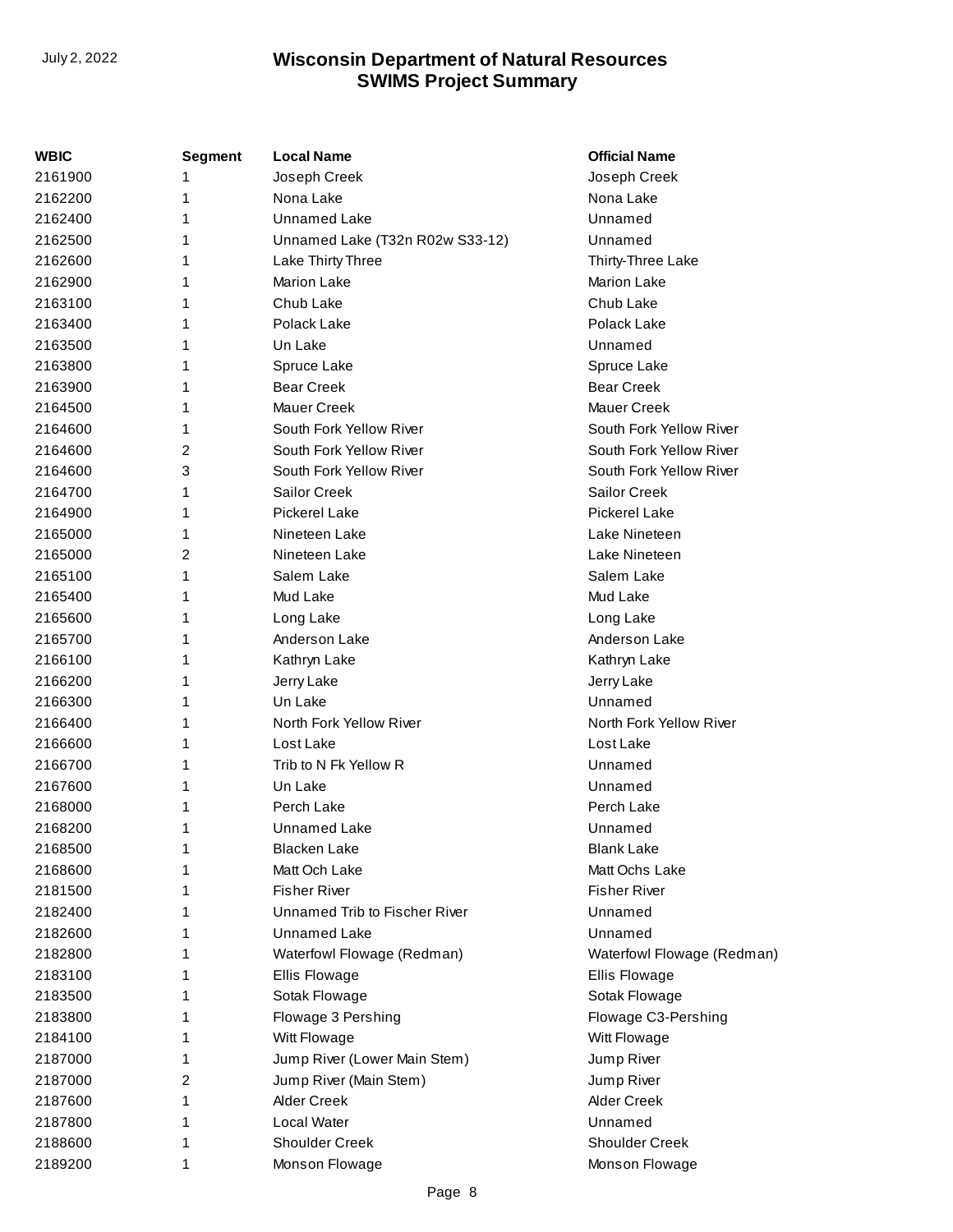| WBIC | Segment | Local Name | Official Name |
|---|---|---|---|
| 2161900 | 1 | Joseph Creek | Joseph Creek |
| 2162200 | 1 | Nona Lake | Nona Lake |
| 2162400 | 1 | Unnamed Lake | Unnamed |
| 2162500 | 1 | Unnamed Lake (T32n R02w S33-12) | Unnamed |
| 2162600 | 1 | Lake Thirty Three | Thirty-Three Lake |
| 2162900 | 1 | Marion Lake | Marion Lake |
| 2163100 | 1 | Chub Lake | Chub Lake |
| 2163400 | 1 | Polack Lake | Polack Lake |
| 2163500 | 1 | Un Lake | Unnamed |
| 2163800 | 1 | Spruce Lake | Spruce Lake |
| 2163900 | 1 | Bear Creek | Bear Creek |
| 2164500 | 1 | Mauer Creek | Mauer Creek |
| 2164600 | 1 | South Fork Yellow River | South Fork Yellow River |
| 2164600 | 2 | South Fork Yellow River | South Fork Yellow River |
| 2164600 | 3 | South Fork Yellow River | South Fork Yellow River |
| 2164700 | 1 | Sailor Creek | Sailor Creek |
| 2164900 | 1 | Pickerel Lake | Pickerel Lake |
| 2165000 | 1 | Nineteen Lake | Lake Nineteen |
| 2165000 | 2 | Nineteen Lake | Lake Nineteen |
| 2165100 | 1 | Salem Lake | Salem Lake |
| 2165400 | 1 | Mud Lake | Mud Lake |
| 2165600 | 1 | Long Lake | Long Lake |
| 2165700 | 1 | Anderson Lake | Anderson Lake |
| 2166100 | 1 | Kathryn Lake | Kathryn Lake |
| 2166200 | 1 | Jerry Lake | Jerry Lake |
| 2166300 | 1 | Un Lake | Unnamed |
| 2166400 | 1 | North Fork Yellow River | North Fork Yellow River |
| 2166600 | 1 | Lost Lake | Lost Lake |
| 2166700 | 1 | Trib to N Fk Yellow R | Unnamed |
| 2167600 | 1 | Un Lake | Unnamed |
| 2168000 | 1 | Perch Lake | Perch Lake |
| 2168200 | 1 | Unnamed Lake | Unnamed |
| 2168500 | 1 | Blacken Lake | Blank Lake |
| 2168600 | 1 | Matt Och Lake | Matt Ochs Lake |
| 2181500 | 1 | Fisher River | Fisher River |
| 2182400 | 1 | Unnamed Trib to Fischer River | Unnamed |
| 2182600 | 1 | Unnamed Lake | Unnamed |
| 2182800 | 1 | Waterfowl Flowage (Redman) | Waterfowl Flowage (Redman) |
| 2183100 | 1 | Ellis Flowage | Ellis Flowage |
| 2183500 | 1 | Sotak Flowage | Sotak Flowage |
| 2183800 | 1 | Flowage 3 Pershing | Flowage C3-Pershing |
| 2184100 | 1 | Witt Flowage | Witt Flowage |
| 2187000 | 1 | Jump River (Lower Main Stem) | Jump River |
| 2187000 | 2 | Jump River (Main Stem) | Jump River |
| 2187600 | 1 | Alder Creek | Alder Creek |
| 2187800 | 1 | Local Water | Unnamed |
| 2188600 | 1 | Shoulder Creek | Shoulder Creek |
| 2189200 | 1 | Monson Flowage | Monson Flowage |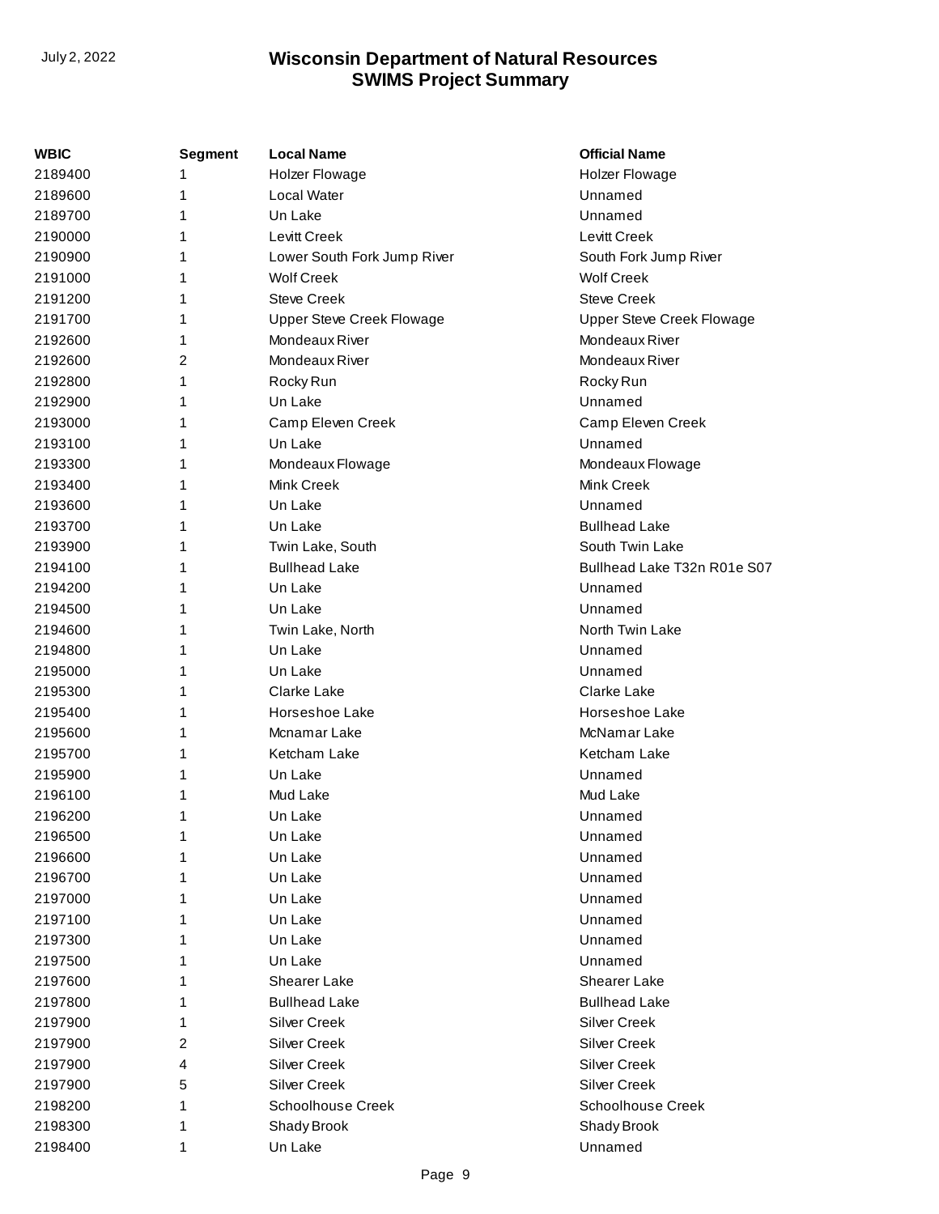| WBIC | Segment | Local Name | Official Name |
| --- | --- | --- | --- |
| 2189400 | 1 | Holzer Flowage | Holzer Flowage |
| 2189600 | 1 | Local Water | Unnamed |
| 2189700 | 1 | Un Lake | Unnamed |
| 2190000 | 1 | Levitt Creek | Levitt Creek |
| 2190900 | 1 | Lower South Fork Jump River | South Fork Jump River |
| 2191000 | 1 | Wolf Creek | Wolf Creek |
| 2191200 | 1 | Steve Creek | Steve Creek |
| 2191700 | 1 | Upper Steve Creek Flowage | Upper Steve Creek Flowage |
| 2192600 | 1 | Mondeaux River | Mondeaux River |
| 2192600 | 2 | Mondeaux River | Mondeaux River |
| 2192800 | 1 | Rocky Run | Rocky Run |
| 2192900 | 1 | Un Lake | Unnamed |
| 2193000 | 1 | Camp Eleven Creek | Camp Eleven Creek |
| 2193100 | 1 | Un Lake | Unnamed |
| 2193300 | 1 | Mondeaux Flowage | Mondeaux Flowage |
| 2193400 | 1 | Mink Creek | Mink Creek |
| 2193600 | 1 | Un Lake | Unnamed |
| 2193700 | 1 | Un Lake | Bullhead Lake |
| 2193900 | 1 | Twin Lake, South | South Twin Lake |
| 2194100 | 1 | Bullhead Lake | Bullhead Lake T32n R01e S07 |
| 2194200 | 1 | Un Lake | Unnamed |
| 2194500 | 1 | Un Lake | Unnamed |
| 2194600 | 1 | Twin Lake, North | North Twin Lake |
| 2194800 | 1 | Un Lake | Unnamed |
| 2195000 | 1 | Un Lake | Unnamed |
| 2195300 | 1 | Clarke Lake | Clarke Lake |
| 2195400 | 1 | Horseshoe Lake | Horseshoe Lake |
| 2195600 | 1 | Mcnamar Lake | McNamar Lake |
| 2195700 | 1 | Ketcham Lake | Ketcham Lake |
| 2195900 | 1 | Un Lake | Unnamed |
| 2196100 | 1 | Mud Lake | Mud Lake |
| 2196200 | 1 | Un Lake | Unnamed |
| 2196500 | 1 | Un Lake | Unnamed |
| 2196600 | 1 | Un Lake | Unnamed |
| 2196700 | 1 | Un Lake | Unnamed |
| 2197000 | 1 | Un Lake | Unnamed |
| 2197100 | 1 | Un Lake | Unnamed |
| 2197300 | 1 | Un Lake | Unnamed |
| 2197500 | 1 | Un Lake | Unnamed |
| 2197600 | 1 | Shearer Lake | Shearer Lake |
| 2197800 | 1 | Bullhead Lake | Bullhead Lake |
| 2197900 | 1 | Silver Creek | Silver Creek |
| 2197900 | 2 | Silver Creek | Silver Creek |
| 2197900 | 4 | Silver Creek | Silver Creek |
| 2197900 | 5 | Silver Creek | Silver Creek |
| 2198200 | 1 | Schoolhouse Creek | Schoolhouse Creek |
| 2198300 | 1 | Shady Brook | Shady Brook |
| 2198400 | 1 | Un Lake | Unnamed |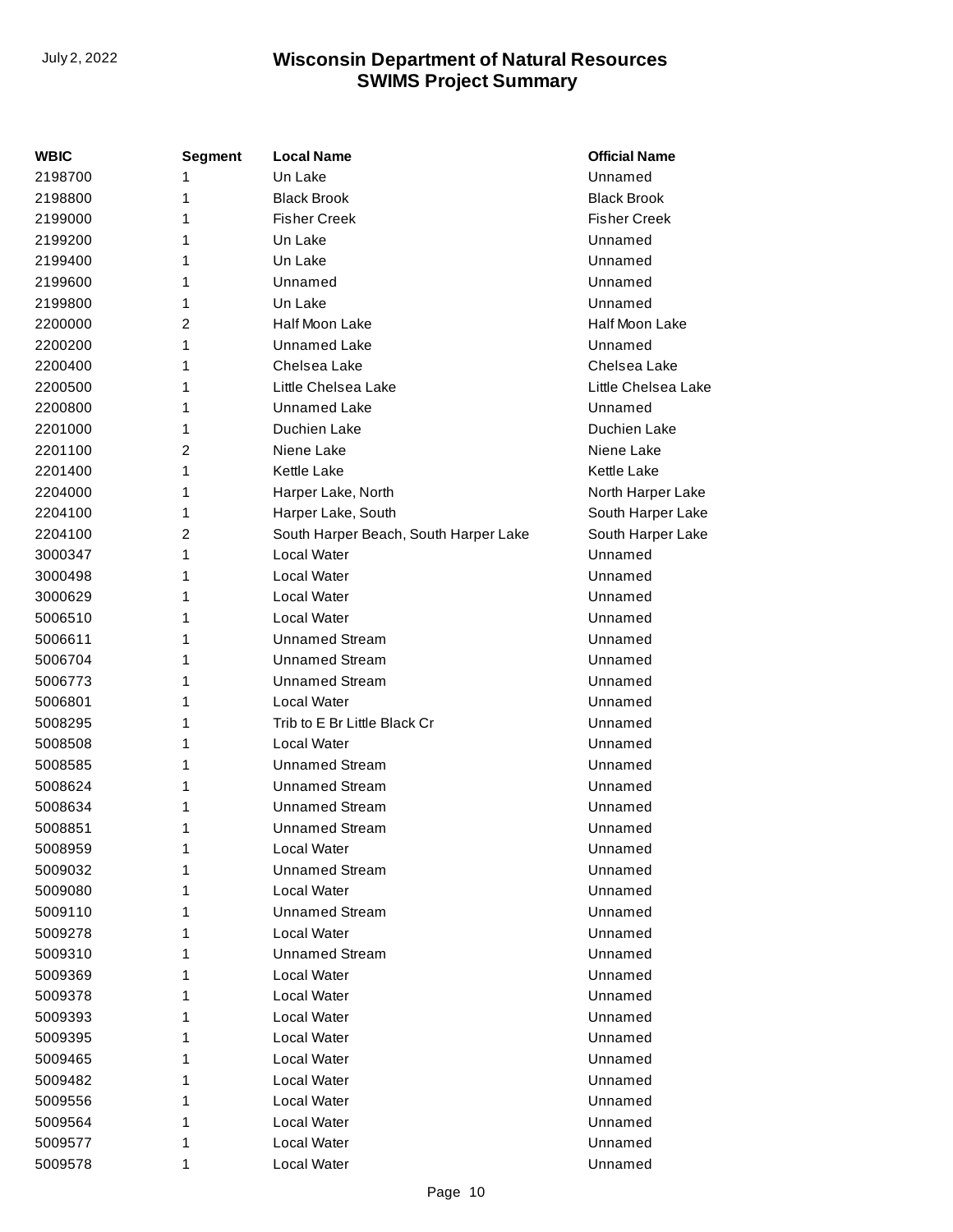| WBIC | Segment | Local Name | Official Name |
|---|---|---|---|
| 2198700 | 1 | Un Lake | Unnamed |
| 2198800 | 1 | Black Brook | Black Brook |
| 2199000 | 1 | Fisher Creek | Fisher Creek |
| 2199200 | 1 | Un Lake | Unnamed |
| 2199400 | 1 | Un Lake | Unnamed |
| 2199600 | 1 | Unnamed | Unnamed |
| 2199800 | 1 | Un Lake | Unnamed |
| 2200000 | 2 | Half Moon Lake | Half Moon Lake |
| 2200200 | 1 | Unnamed Lake | Unnamed |
| 2200400 | 1 | Chelsea Lake | Chelsea Lake |
| 2200500 | 1 | Little Chelsea Lake | Little Chelsea Lake |
| 2200800 | 1 | Unnamed Lake | Unnamed |
| 2201000 | 1 | Duchien Lake | Duchien Lake |
| 2201100 | 2 | Niene Lake | Niene Lake |
| 2201400 | 1 | Kettle Lake | Kettle Lake |
| 2204000 | 1 | Harper Lake, North | North Harper Lake |
| 2204100 | 1 | Harper Lake, South | South Harper Lake |
| 2204100 | 2 | South Harper Beach, South Harper Lake | South Harper Lake |
| 3000347 | 1 | Local Water | Unnamed |
| 3000498 | 1 | Local Water | Unnamed |
| 3000629 | 1 | Local Water | Unnamed |
| 5006510 | 1 | Local Water | Unnamed |
| 5006611 | 1 | Unnamed Stream | Unnamed |
| 5006704 | 1 | Unnamed Stream | Unnamed |
| 5006773 | 1 | Unnamed Stream | Unnamed |
| 5006801 | 1 | Local Water | Unnamed |
| 5008295 | 1 | Trib to E Br Little Black Cr | Unnamed |
| 5008508 | 1 | Local Water | Unnamed |
| 5008585 | 1 | Unnamed Stream | Unnamed |
| 5008624 | 1 | Unnamed Stream | Unnamed |
| 5008634 | 1 | Unnamed Stream | Unnamed |
| 5008851 | 1 | Unnamed Stream | Unnamed |
| 5008959 | 1 | Local Water | Unnamed |
| 5009032 | 1 | Unnamed Stream | Unnamed |
| 5009080 | 1 | Local Water | Unnamed |
| 5009110 | 1 | Unnamed Stream | Unnamed |
| 5009278 | 1 | Local Water | Unnamed |
| 5009310 | 1 | Unnamed Stream | Unnamed |
| 5009369 | 1 | Local Water | Unnamed |
| 5009378 | 1 | Local Water | Unnamed |
| 5009393 | 1 | Local Water | Unnamed |
| 5009395 | 1 | Local Water | Unnamed |
| 5009465 | 1 | Local Water | Unnamed |
| 5009482 | 1 | Local Water | Unnamed |
| 5009556 | 1 | Local Water | Unnamed |
| 5009564 | 1 | Local Water | Unnamed |
| 5009577 | 1 | Local Water | Unnamed |
| 5009578 | 1 | Local Water | Unnamed |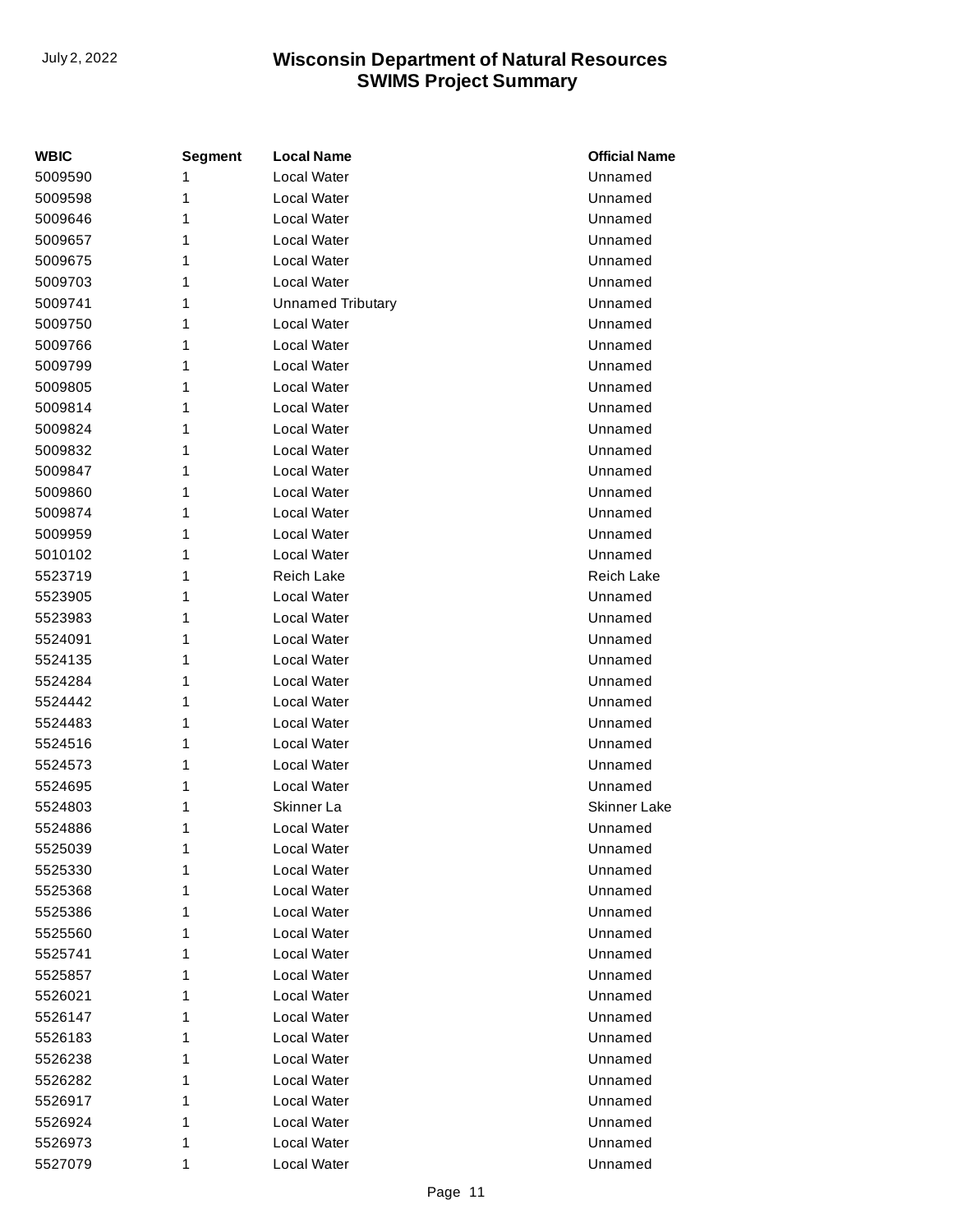| WBIC | Segment | Local Name | Official Name |
|---|---|---|---|
| 5009590 | 1 | Local Water | Unnamed |
| 5009598 | 1 | Local Water | Unnamed |
| 5009646 | 1 | Local Water | Unnamed |
| 5009657 | 1 | Local Water | Unnamed |
| 5009675 | 1 | Local Water | Unnamed |
| 5009703 | 1 | Local Water | Unnamed |
| 5009741 | 1 | Unnamed Tributary | Unnamed |
| 5009750 | 1 | Local Water | Unnamed |
| 5009766 | 1 | Local Water | Unnamed |
| 5009799 | 1 | Local Water | Unnamed |
| 5009805 | 1 | Local Water | Unnamed |
| 5009814 | 1 | Local Water | Unnamed |
| 5009824 | 1 | Local Water | Unnamed |
| 5009832 | 1 | Local Water | Unnamed |
| 5009847 | 1 | Local Water | Unnamed |
| 5009860 | 1 | Local Water | Unnamed |
| 5009874 | 1 | Local Water | Unnamed |
| 5009959 | 1 | Local Water | Unnamed |
| 5010102 | 1 | Local Water | Unnamed |
| 5523719 | 1 | Reich Lake | Reich Lake |
| 5523905 | 1 | Local Water | Unnamed |
| 5523983 | 1 | Local Water | Unnamed |
| 5524091 | 1 | Local Water | Unnamed |
| 5524135 | 1 | Local Water | Unnamed |
| 5524284 | 1 | Local Water | Unnamed |
| 5524442 | 1 | Local Water | Unnamed |
| 5524483 | 1 | Local Water | Unnamed |
| 5524516 | 1 | Local Water | Unnamed |
| 5524573 | 1 | Local Water | Unnamed |
| 5524695 | 1 | Local Water | Unnamed |
| 5524803 | 1 | Skinner La | Skinner Lake |
| 5524886 | 1 | Local Water | Unnamed |
| 5525039 | 1 | Local Water | Unnamed |
| 5525330 | 1 | Local Water | Unnamed |
| 5525368 | 1 | Local Water | Unnamed |
| 5525386 | 1 | Local Water | Unnamed |
| 5525560 | 1 | Local Water | Unnamed |
| 5525741 | 1 | Local Water | Unnamed |
| 5525857 | 1 | Local Water | Unnamed |
| 5526021 | 1 | Local Water | Unnamed |
| 5526147 | 1 | Local Water | Unnamed |
| 5526183 | 1 | Local Water | Unnamed |
| 5526238 | 1 | Local Water | Unnamed |
| 5526282 | 1 | Local Water | Unnamed |
| 5526917 | 1 | Local Water | Unnamed |
| 5526924 | 1 | Local Water | Unnamed |
| 5526973 | 1 | Local Water | Unnamed |
| 5527079 | 1 | Local Water | Unnamed |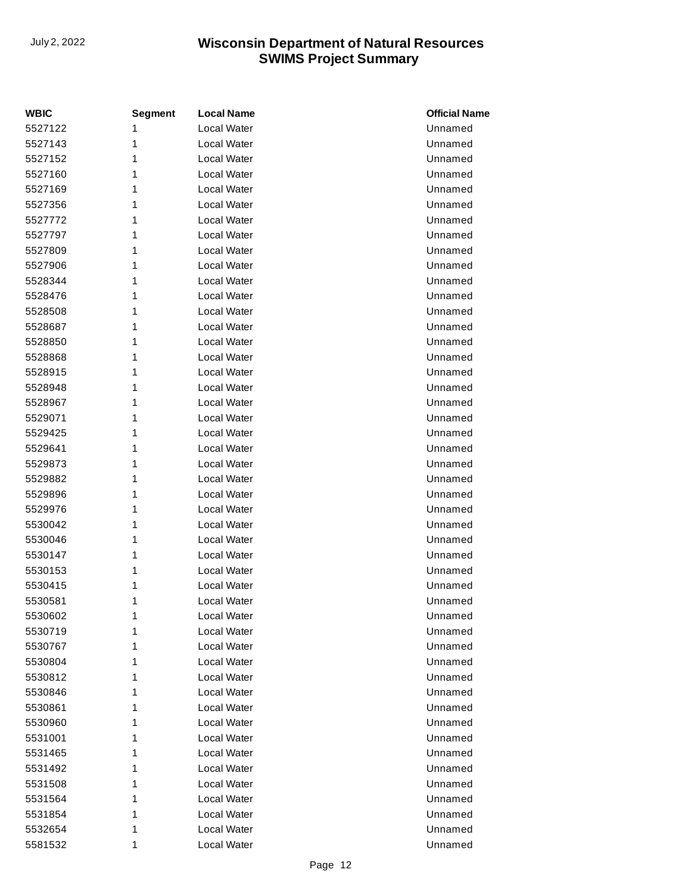| WBIC | Segment | Local Name | Official Name |
|---|---|---|---|
| 5527122 | 1 | Local Water | Unnamed |
| 5527143 | 1 | Local Water | Unnamed |
| 5527152 | 1 | Local Water | Unnamed |
| 5527160 | 1 | Local Water | Unnamed |
| 5527169 | 1 | Local Water | Unnamed |
| 5527356 | 1 | Local Water | Unnamed |
| 5527772 | 1 | Local Water | Unnamed |
| 5527797 | 1 | Local Water | Unnamed |
| 5527809 | 1 | Local Water | Unnamed |
| 5527906 | 1 | Local Water | Unnamed |
| 5528344 | 1 | Local Water | Unnamed |
| 5528476 | 1 | Local Water | Unnamed |
| 5528508 | 1 | Local Water | Unnamed |
| 5528687 | 1 | Local Water | Unnamed |
| 5528850 | 1 | Local Water | Unnamed |
| 5528868 | 1 | Local Water | Unnamed |
| 5528915 | 1 | Local Water | Unnamed |
| 5528948 | 1 | Local Water | Unnamed |
| 5528967 | 1 | Local Water | Unnamed |
| 5529071 | 1 | Local Water | Unnamed |
| 5529425 | 1 | Local Water | Unnamed |
| 5529641 | 1 | Local Water | Unnamed |
| 5529873 | 1 | Local Water | Unnamed |
| 5529882 | 1 | Local Water | Unnamed |
| 5529896 | 1 | Local Water | Unnamed |
| 5529976 | 1 | Local Water | Unnamed |
| 5530042 | 1 | Local Water | Unnamed |
| 5530046 | 1 | Local Water | Unnamed |
| 5530147 | 1 | Local Water | Unnamed |
| 5530153 | 1 | Local Water | Unnamed |
| 5530415 | 1 | Local Water | Unnamed |
| 5530581 | 1 | Local Water | Unnamed |
| 5530602 | 1 | Local Water | Unnamed |
| 5530719 | 1 | Local Water | Unnamed |
| 5530767 | 1 | Local Water | Unnamed |
| 5530804 | 1 | Local Water | Unnamed |
| 5530812 | 1 | Local Water | Unnamed |
| 5530846 | 1 | Local Water | Unnamed |
| 5530861 | 1 | Local Water | Unnamed |
| 5530960 | 1 | Local Water | Unnamed |
| 5531001 | 1 | Local Water | Unnamed |
| 5531465 | 1 | Local Water | Unnamed |
| 5531492 | 1 | Local Water | Unnamed |
| 5531508 | 1 | Local Water | Unnamed |
| 5531564 | 1 | Local Water | Unnamed |
| 5531854 | 1 | Local Water | Unnamed |
| 5532654 | 1 | Local Water | Unnamed |
| 5581532 | 1 | Local Water | Unnamed |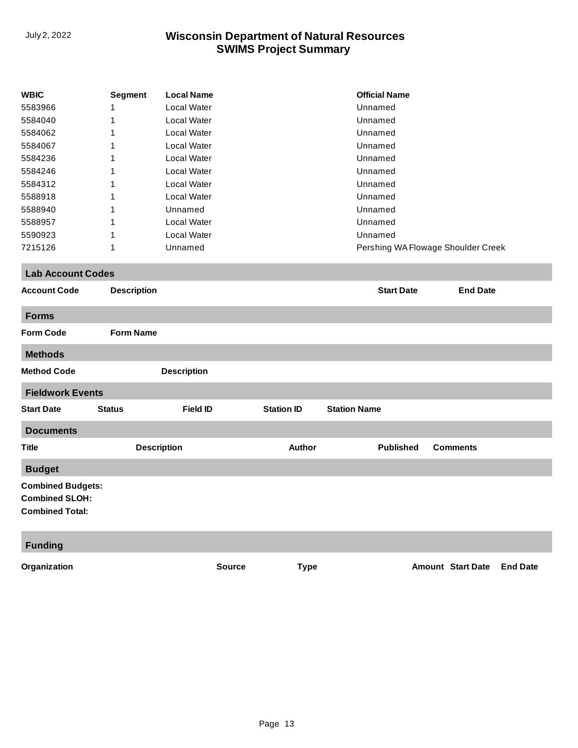| WBIC | Segment | Local Name | Official Name |
| --- | --- | --- | --- |
| 5583966 | 1 | Local Water | Unnamed |
| 5584040 | 1 | Local Water | Unnamed |
| 5584062 | 1 | Local Water | Unnamed |
| 5584067 | 1 | Local Water | Unnamed |
| 5584236 | 1 | Local Water | Unnamed |
| 5584246 | 1 | Local Water | Unnamed |
| 5584312 | 1 | Local Water | Unnamed |
| 5588918 | 1 | Local Water | Unnamed |
| 5588940 | 1 | Unnamed | Unnamed |
| 5588957 | 1 | Local Water | Unnamed |
| 5590923 | 1 | Local Water | Unnamed |
| 7215126 | 1 | Unnamed | Pershing WA Flowage Shoulder Creek |

## Lab Account Codes

| Account Code | Description | Start Date | End Date |
| --- | --- | --- | --- |

## Forms

| Form Code | Form Name |
| --- | --- |

## Methods

| Method Code | Description |
| --- | --- |

## Fieldwork Events

| Start Date | Status | Field ID | Station ID | Station Name |
| --- | --- | --- | --- | --- |

## Documents

| Title | Description | Author | Published | Comments |
| --- | --- | --- | --- | --- |

## Budget

**Combined Budgets:**

**Combined SLOH:**

**Combined Total:**

## Funding

| Organization | Source | Type | Amount | Start Date | End Date |
| --- | --- | --- | --- | --- | --- |